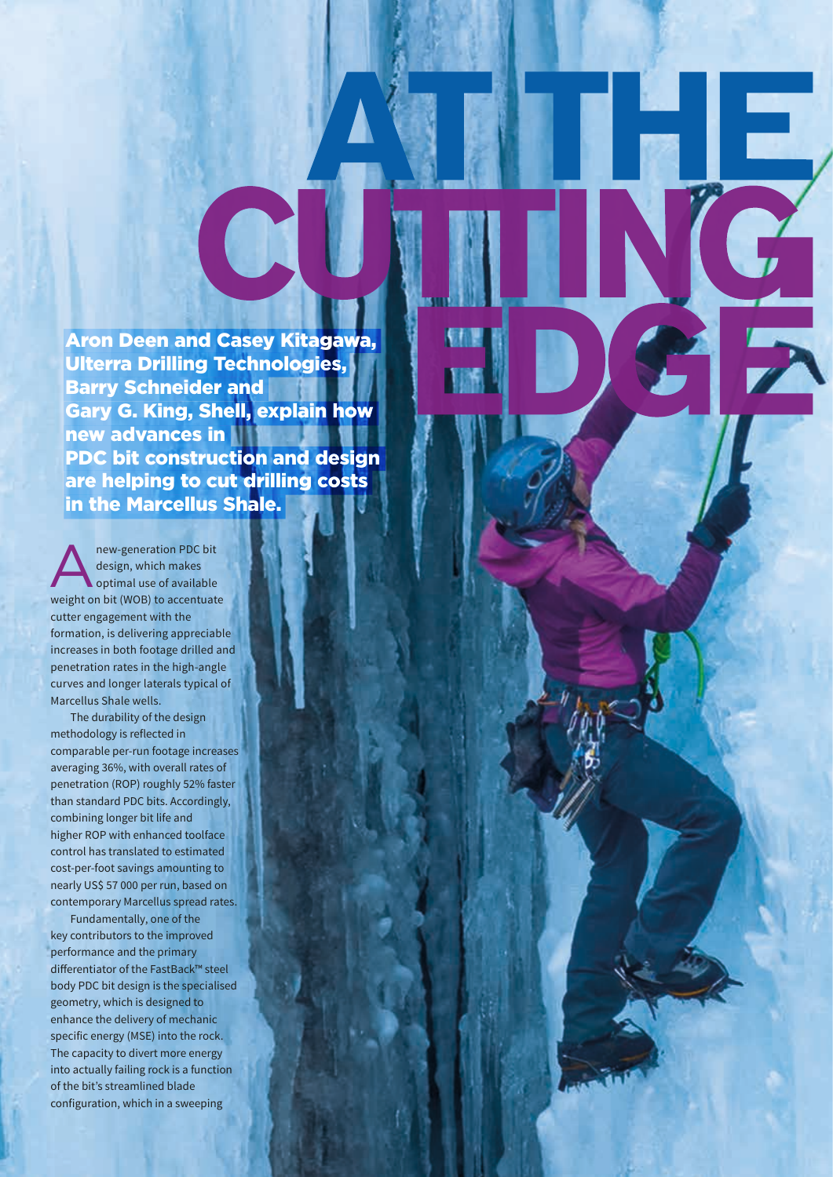# AT THE CUTTING EDGE

**Aron Deen and Casey Kitagawa, Ulterra Drilling Technologies, Barry Schneider and Gary G. King, Shell, explain how new advances in PDC bit construction and design are helping to cut drilling costs in the Marcellus Shale.**

A new-generation PDC bit design, which makes optimal use of available weight on bit (WOB) to accentuate cutter engagement with the formation, is delivering appreciable increases in both footage drilled and penetration rates in the high-angle curves and longer laterals typical of Marcellus Shale wells.

The durability of the design methodology is reflected in comparable per-run footage increases averaging 36%, with overall rates of penetration (ROP) roughly 52% faster than standard PDC bits. Accordingly, combining longer bit life and higher ROP with enhanced toolface control has translated to estimated cost-per-foot savings amounting to nearly US$ 57 000 per run, based on contemporary Marcellus spread rates.

Fundamentally, one of the key contributors to the improved performance and the primary differentiator of the FastBack™ steel body PDC bit design is the specialised geometry, which is designed to enhance the delivery of mechanic specific energy (MSE) into the rock. The capacity to divert more energy into actually failing rock is a function of the bit's streamlined blade configuration, which in a sweeping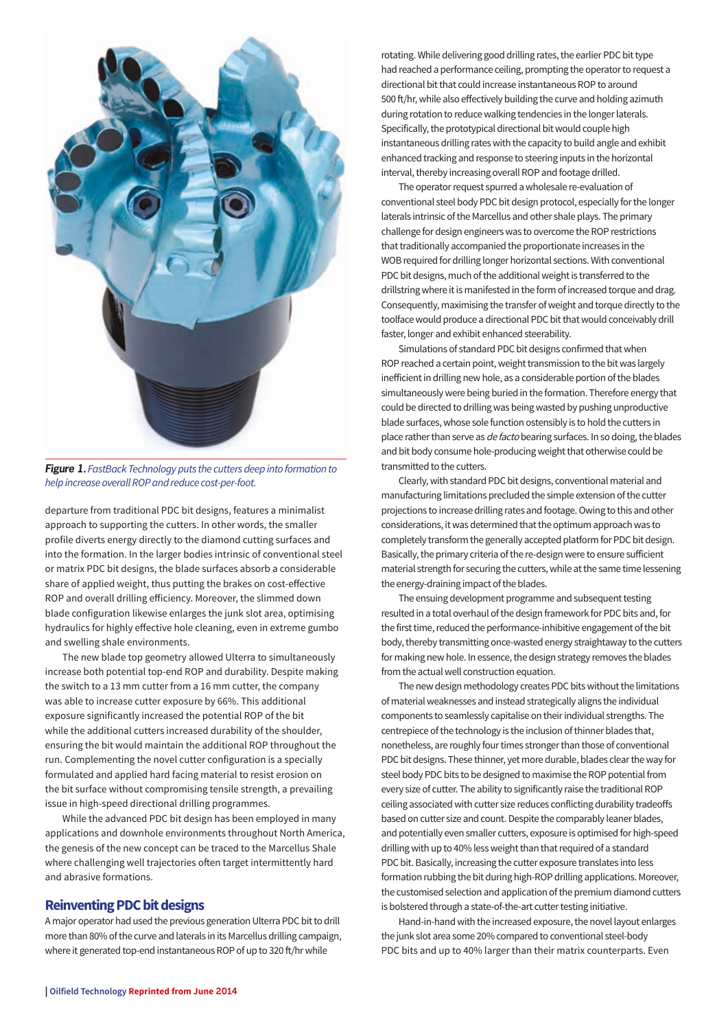*Figure 1.* *FastBack Technology puts the cutters deep into formation to help increase overall ROP and reduce cost-per-foot.*

departure from traditional PDC bit designs, features a minimalist approach to supporting the cutters. In other words, the smaller profile diverts energy directly to the diamond cutting surfaces and into the formation. In the larger bodies intrinsic of conventional steel or matrix PDC bit designs, the blade surfaces absorb a considerable share of applied weight, thus putting the brakes on cost-effective ROP and overall drilling efficiency. Moreover, the slimmed down blade configuration likewise enlarges the junk slot area, optimising hydraulics for highly effective hole cleaning, even in extreme gumbo and swelling shale environments.

The new blade top geometry allowed Ulterra to simultaneously increase both potential top-end ROP and durability. Despite making the switch to a 13 mm cutter from a 16 mm cutter, the company was able to increase cutter exposure by 66%. This additional exposure significantly increased the potential ROP of the bit while the additional cutters increased durability of the shoulder, ensuring the bit would maintain the additional ROP throughout the run. Complementing the novel cutter configuration is a specially formulated and applied hard facing material to resist erosion on the bit surface without compromising tensile strength, a prevailing issue in high-speed directional drilling programmes.

While the advanced PDC bit design has been employed in many applications and downhole environments throughout North America, the genesis of the new concept can be traced to the Marcellus Shale where challenging well trajectories often target intermittently hard and abrasive formations.

## Reinventing PDC bit designs

A major operator had used the previous generation Ulterra PDC bit to drill more than 80% of the curve and laterals in its Marcellus drilling campaign, where it generated top-end instantaneous ROP of up to 320 ft/hr while rotating. While delivering good drilling rates, the earlier PDC bit type had reached a performance ceiling, prompting the operator to request a directional bit that could increase instantaneous ROP to around 500 ft/hr, while also effectively building the curve and holding azimuth during rotation to reduce walking tendencies in the longer laterals. Specifically, the prototypical directional bit would couple high instantaneous drilling rates with the capacity to build angle and exhibit enhanced tracking and response to steering inputs in the horizontal interval, thereby increasing overall ROP and footage drilled.

The operator request spurred a wholesale re-evaluation of conventional steel body PDC bit design protocol, especially for the longer laterals intrinsic of the Marcellus and other shale plays. The primary challenge for design engineers was to overcome the ROP restrictions that traditionally accompanied the proportionate increases in the WOB required for drilling longer horizontal sections. With conventional PDC bit designs, much of the additional weight is transferred to the drillstring where it is manifested in the form of increased torque and drag. Consequently, maximising the transfer of weight and torque directly to the toolface would produce a directional PDC bit that would conceivably drill faster, longer and exhibit enhanced steerability.

Simulations of standard PDC bit designs confirmed that when ROP reached a certain point, weight transmission to the bit was largely inefficient in drilling new hole, as a considerable portion of the blades simultaneously were being buried in the formation. Therefore energy that could be directed to drilling was being wasted by pushing unproductive blade surfaces, whose sole function ostensibly is to hold the cutters in place rather than serve as *de facto* bearing surfaces. In so doing, the blades and bit body consume hole-producing weight that otherwise could be transmitted to the cutters.

Clearly, with standard PDC bit designs, conventional material and manufacturing limitations precluded the simple extension of the cutter projections to increase drilling rates and footage. Owing to this and other considerations, it was determined that the optimum approach was to completely transform the generally accepted platform for PDC bit design. Basically, the primary criteria of the re-design were to ensure sufficient material strength for securing the cutters, while at the same time lessening the energy-draining impact of the blades.

The ensuing development programme and subsequent testing resulted in a total overhaul of the design framework for PDC bits and, for the first time, reduced the performance-inhibitive engagement of the bit body, thereby transmitting once-wasted energy straightaway to the cutters for making new hole. In essence, the design strategy removes the blades from the actual well construction equation.

The new design methodology creates PDC bits without the limitations of material weaknesses and instead strategically aligns the individual components to seamlessly capitalise on their individual strengths. The centrepiece of the technology is the inclusion of thinner blades that, nonetheless, are roughly four times stronger than those of conventional PDC bit designs. These thinner, yet more durable, blades clear the way for steel body PDC bits to be designed to maximise the ROP potential from every size of cutter. The ability to significantly raise the traditional ROP ceiling associated with cutter size reduces conflicting durability tradeoffs based on cutter size and count. Despite the comparably leaner blades, and potentially even smaller cutters, exposure is optimised for high-speed drilling with up to 40% less weight than that required of a standard PDC bit. Basically, increasing the cutter exposure translates into less formation rubbing the bit during high-ROP drilling applications. Moreover, the customised selection and application of the premium diamond cutters is bolstered through a state-of-the-art cutter testing initiative.

Hand-in-hand with the increased exposure, the novel layout enlarges the junk slot area some 20% compared to conventional steel-body PDC bits and up to 40% larger than their matrix counterparts. Even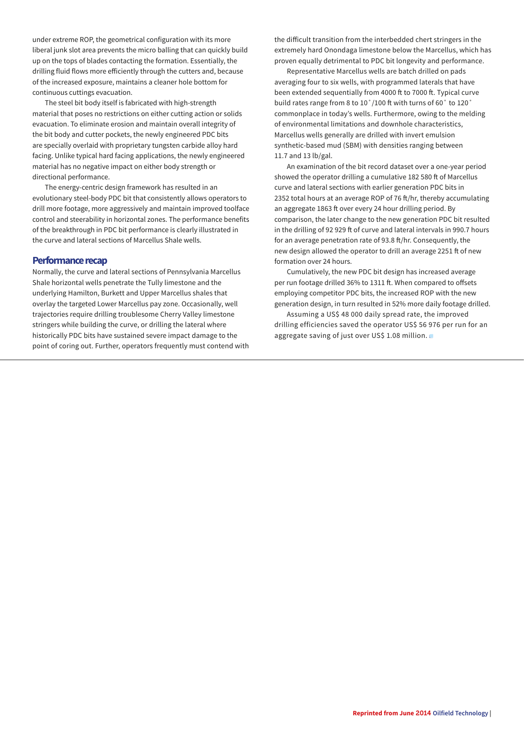under extreme ROP, the geometrical configuration with its more liberal junk slot area prevents the micro balling that can quickly build up on the tops of blades contacting the formation. Essentially, the drilling fluid flows more efficiently through the cutters and, because of the increased exposure, maintains a cleaner hole bottom for continuous cuttings evacuation.

The steel bit body itself is fabricated with high-strength material that poses no restrictions on either cutting action or solids evacuation. To eliminate erosion and maintain overall integrity of the bit body and cutter pockets, the newly engineered PDC bits are specially overlaid with proprietary tungsten carbide alloy hard facing. Unlike typical hard facing applications, the newly engineered material has no negative impact on either body strength or directional performance.

The energy-centric design framework has resulted in an evolutionary steel-body PDC bit that consistently allows operators to drill more footage, more aggressively and maintain improved toolface control and steerability in horizontal zones. The performance benefits of the breakthrough in PDC bit performance is clearly illustrated in the curve and lateral sections of Marcellus Shale wells.

## Performance recap

Normally, the curve and lateral sections of Pennsylvania Marcellus Shale horizontal wells penetrate the Tully limestone and the underlying Hamilton, Burkett and Upper Marcellus shales that overlay the targeted Lower Marcellus pay zone. Occasionally, well trajectories require drilling troublesome Cherry Valley limestone stringers while building the curve, or drilling the lateral where historically PDC bits have sustained severe impact damage to the point of coring out. Further, operators frequently must contend with the difficult transition from the interbedded chert stringers in the extremely hard Onondaga limestone below the Marcellus, which has proven equally detrimental to PDC bit longevity and performance.

Representative Marcellus wells are batch drilled on pads averaging four to six wells, with programmed laterals that have been extended sequentially from 4000 ft to 7000 ft. Typical curve build rates range from 8 to 10˚/100 ft with turns of 60˚ to 120˚ commonplace in today's wells. Furthermore, owing to the melding of environmental limitations and downhole characteristics, Marcellus wells generally are drilled with invert emulsion synthetic-based mud (SBM) with densities ranging between 11.7 and 13 lb/gal.

An examination of the bit record dataset over a one-year period showed the operator drilling a cumulative 182 580 ft of Marcellus curve and lateral sections with earlier generation PDC bits in 2352 total hours at an average ROP of 76 ft/hr, thereby accumulating an aggregate 1863 ft over every 24 hour drilling period. By comparison, the later change to the new generation PDC bit resulted in the drilling of 92 929 ft of curve and lateral intervals in 990.7 hours for an average penetration rate of 93.8 ft/hr. Consequently, the new design allowed the operator to drill an average 2251 ft of new formation over 24 hours.

Cumulatively, the new PDC bit design has increased average per run footage drilled 36% to 1311 ft. When compared to offsets employing competitor PDC bits, the increased ROP with the new generation design, in turn resulted in 52% more daily footage drilled.

Assuming a US$ 48 000 daily spread rate, the improved drilling efficiencies saved the operator US$ 56 976 per run for an aggregate saving of just over US$ 1.08 million.